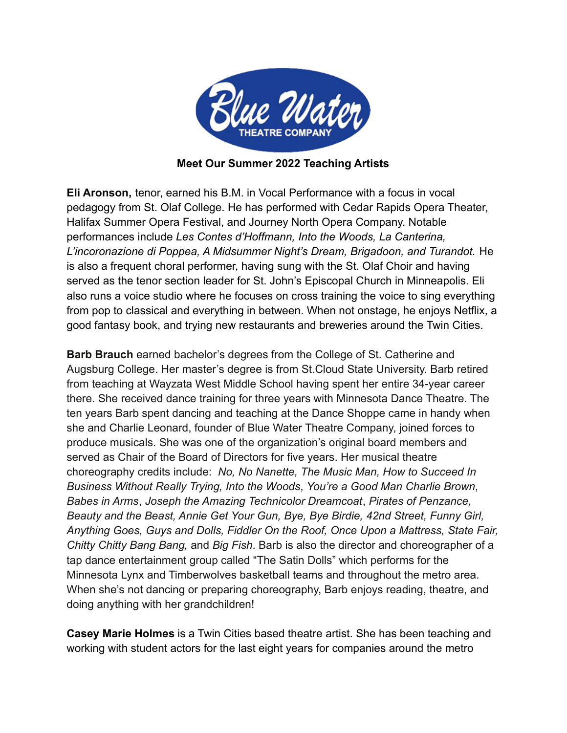**Meet Our Summer 2022 Teaching Artists**

**Eli Aronson,** tenor, earned his B.M. in Vocal Performance with a focus in vocal pedagogy from St. Olaf College. He has performed with Cedar Rapids Opera Theater, Halifax Summer Opera Festival, and Journey North Opera Company. Notable performances include *Les Contes d'Hoffmann, Into the Woods, La Canterina, L'incoronazione di Poppea, A Midsummer Night's Dream, Brigadoon, and Turandot.* He is also a frequent choral performer, having sung with the St. Olaf Choir and having served as the tenor section leader for St. John's Episcopal Church in Minneapolis. Eli also runs a voice studio where he focuses on cross training the voice to sing everything from pop to classical and everything in between. When not onstage, he enjoys Netflix, a good fantasy book, and trying new restaurants and breweries around the Twin Cities.

**Barb Brauch** earned bachelor's degrees from the College of St. Catherine and Augsburg College. Her master's degree is from St.Cloud State University. Barb retired from teaching at Wayzata West Middle School having spent her entire 34-year career there. She received dance training for three years with Minnesota Dance Theatre. The ten years Barb spent dancing and teaching at the Dance Shoppe came in handy when she and Charlie Leonard, founder of Blue Water Theatre Company, joined forces to produce musicals. She was one of the organization's original board members and served as Chair of the Board of Directors for five years. Her musical theatre choreography credits include: *No, No Nanette, The Music Man, How to Succeed In Business Without Really Trying, Into the Woods*, *You're a Good Man Charlie Brown*, *Babes in Arms*, *Joseph the Amazing Technicolor Dreamcoat*, *Pirates of Penzance, Beauty and the Beast, Annie Get Your Gun, Bye, Bye Birdie, 42nd Street, Funny Girl, Anything Goes, Guys and Dolls, Fiddler On the Roof, Once Upon a Mattress, State Fair, Chitty Chitty Bang Bang,* and *Big Fish*. Barb is also the director and choreographer of a tap dance entertainment group called "The Satin Dolls" which performs for the Minnesota Lynx and Timberwolves basketball teams and throughout the metro area. When she's not dancing or preparing choreography, Barb enjoys reading, theatre, and doing anything with her grandchildren!

**Casey Marie Holmes** is a Twin Cities based theatre artist. She has been teaching and working with student actors for the last eight years for companies around the metro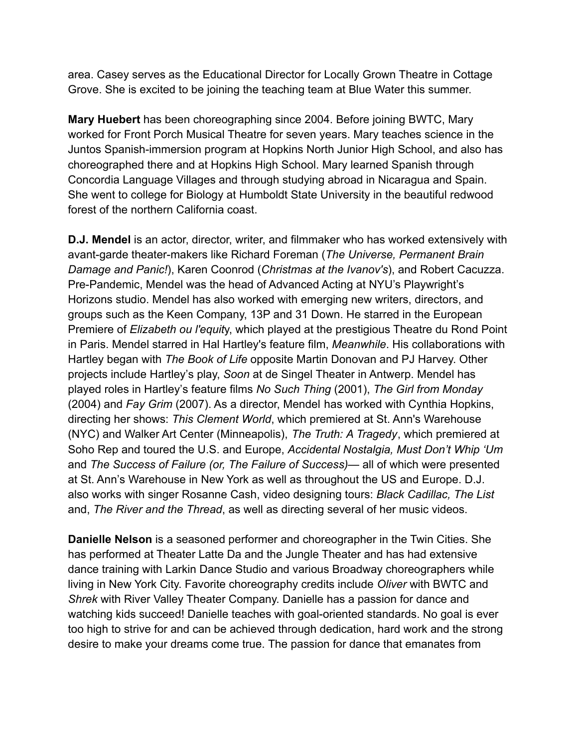area. Casey serves as the Educational Director for Locally Grown Theatre in Cottage Grove. She is excited to be joining the teaching team at Blue Water this summer.

**Mary Huebert** has been choreographing since 2004. Before joining BWTC, Mary worked for Front Porch Musical Theatre for seven years. Mary teaches science in the Juntos Spanish-immersion program at Hopkins North Junior High School, and also has choreographed there and at Hopkins High School. Mary learned Spanish through Concordia Language Villages and through studying abroad in Nicaragua and Spain. She went to college for Biology at Humboldt State University in the beautiful redwood forest of the northern California coast.

**D.J. Mendel** is an actor, director, writer, and filmmaker who has worked extensively with avant-garde theater-makers like Richard Foreman (*The Universe, Permanent Brain Damage and Panic!*), Karen Coonrod (*Christmas at the Ivanov's*), and Robert Cacuzza. Pre-Pandemic, Mendel was the head of Advanced Acting at NYU's Playwright's Horizons studio. Mendel has also worked with emerging new writers, directors, and groups such as the Keen Company, 13P and 31 Down. He starred in the European Premiere of *Elizabeth ou l'equit*y, which played at the prestigious Theatre du Rond Point in Paris. Mendel starred in Hal Hartley's feature film, *Meanwhile*. His collaborations with Hartley began with *The Book of Life* opposite Martin Donovan and PJ Harvey. Other projects include Hartley's play, *Soon* at de Singel Theater in Antwerp. Mendel has played roles in Hartley's feature films *No Such Thing* (2001), *The Girl from Monday* (2004) and *Fay Grim* (2007). As a director, Mendel has worked with Cynthia Hopkins, directing her shows: *This Clement World*, which premiered at St. Ann's Warehouse (NYC) and Walker Art Center (Minneapolis), *The Truth: A Tragedy*, which premiered at Soho Rep and toured the U.S. and Europe, *Accidental Nostalgia, Must Don't Whip 'Um* and *The Success of Failure (or, The Failure of Success)*— all of which were presented at St. Ann's Warehouse in New York as well as throughout the US and Europe. D.J. also works with singer Rosanne Cash, video designing tours: *Black Cadillac, The List* and, *The River and the Thread*, as well as directing several of her music videos.

**Danielle Nelson** is a seasoned performer and choreographer in the Twin Cities. She has performed at Theater Latte Da and the Jungle Theater and has had extensive dance training with Larkin Dance Studio and various Broadway choreographers while living in New York City. Favorite choreography credits include *Oliver* with BWTC and *Shrek* with River Valley Theater Company. Danielle has a passion for dance and watching kids succeed! Danielle teaches with goal-oriented standards. No goal is ever too high to strive for and can be achieved through dedication, hard work and the strong desire to make your dreams come true. The passion for dance that emanates from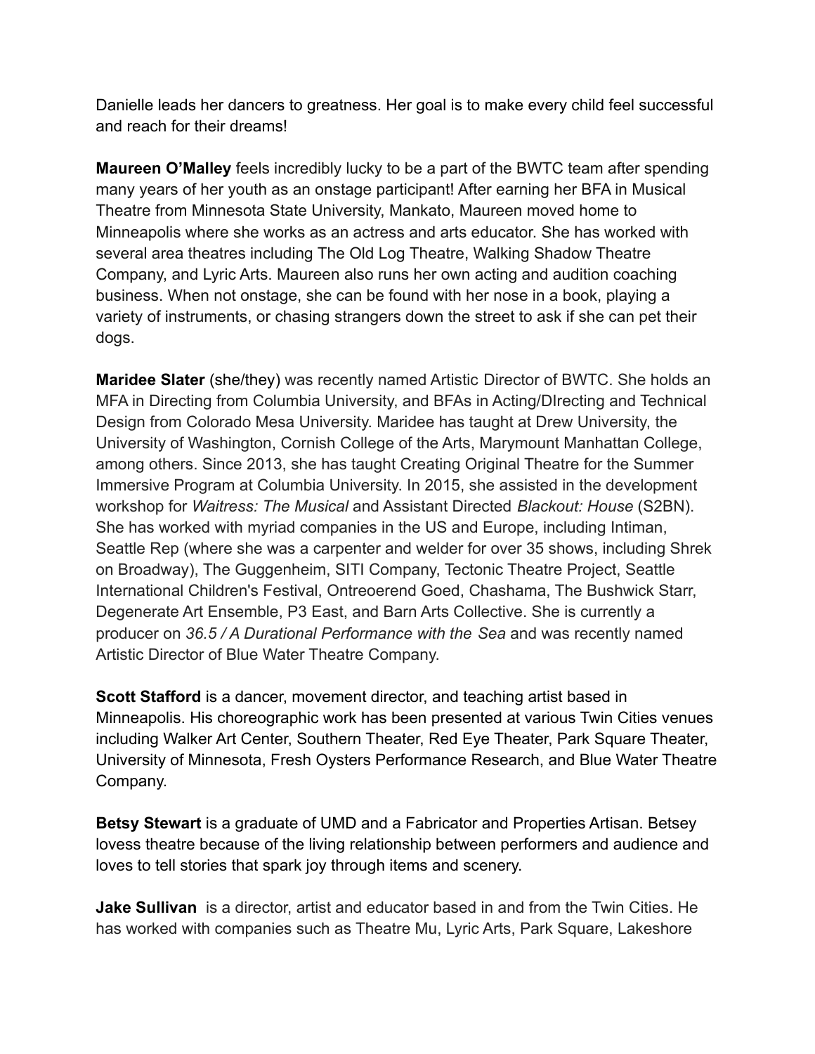Danielle leads her dancers to greatness. Her goal is to make every child feel successful and reach for their dreams!

**Maureen O'Malley** feels incredibly lucky to be a part of the BWTC team after spending many years of her youth as an onstage participant! After earning her BFA in Musical Theatre from Minnesota State University, Mankato, Maureen moved home to Minneapolis where she works as an actress and arts educator. She has worked with several area theatres including The Old Log Theatre, Walking Shadow Theatre Company, and Lyric Arts. Maureen also runs her own acting and audition coaching business. When not onstage, she can be found with her nose in a book, playing a variety of instruments, or chasing strangers down the street to ask if she can pet their dogs.

**Maridee Slater** (she/they) was recently named Artistic Director of BWTC. She holds an MFA in Directing from Columbia University, and BFAs in Acting/DIrecting and Technical Design from Colorado Mesa University. Maridee has taught at Drew University, the University of Washington, Cornish College of the Arts, Marymount Manhattan College, among others. Since 2013, she has taught Creating Original Theatre for the Summer Immersive Program at Columbia University. In 2015, she assisted in the development workshop for *Waitress: The Musical* and Assistant Directed *Blackout: House* (S2BN). She has worked with myriad companies in the US and Europe, including Intiman, Seattle Rep (where she was a carpenter and welder for over 35 shows, including Shrek on Broadway), The Guggenheim, SITI Company, Tectonic Theatre Project, Seattle International Children's Festival, Ontreoerend Goed, Chashama, The Bushwick Starr, Degenerate Art Ensemble, P3 East, and Barn Arts Collective. She is currently a producer on *36.5 / A Durational Performance with the Sea* and was recently named Artistic Director of Blue Water Theatre Company.

**Scott Stafford** is a dancer, movement director, and teaching artist based in Minneapolis. His choreographic work has been presented at various Twin Cities venues including Walker Art Center, Southern Theater, Red Eye Theater, Park Square Theater, University of Minnesota, Fresh Oysters Performance Research, and Blue Water Theatre Company.

**Betsy Stewart** is a graduate of UMD and a Fabricator and Properties Artisan. Betsey lovess theatre because of the living relationship between performers and audience and loves to tell stories that spark joy through items and scenery.

**Jake Sullivan** is a director, artist and educator based in and from the Twin Cities. He has worked with companies such as Theatre Mu, Lyric Arts, Park Square, Lakeshore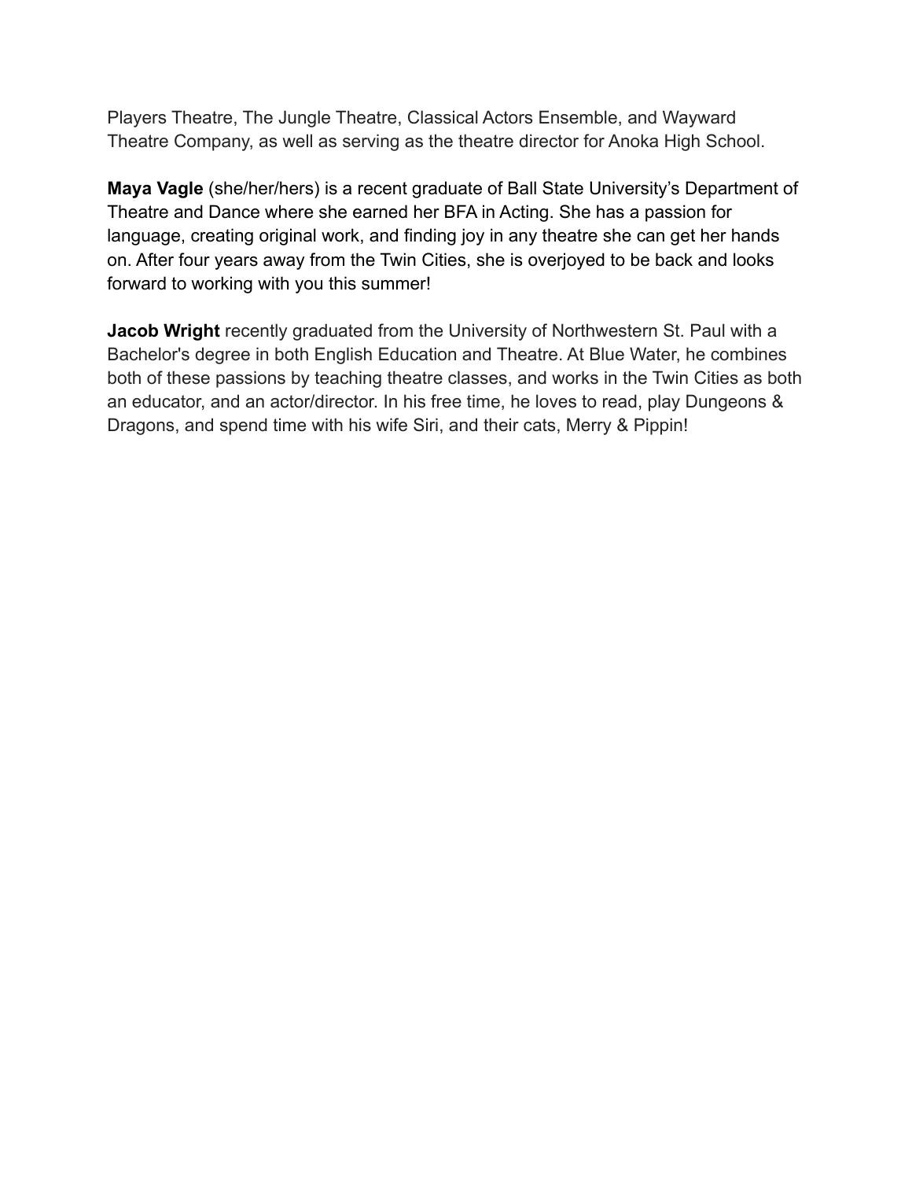Players Theatre, The Jungle Theatre, Classical Actors Ensemble, and Wayward Theatre Company, as well as serving as the theatre director for Anoka High School.

**Maya Vagle** (she/her/hers) is a recent graduate of Ball State University's Department of Theatre and Dance where she earned her BFA in Acting. She has a passion for language, creating original work, and finding joy in any theatre she can get her hands on. After four years away from the Twin Cities, she is overjoyed to be back and looks forward to working with you this summer!

**Jacob Wright** recently graduated from the University of Northwestern St. Paul with a Bachelor's degree in both English Education and Theatre. At Blue Water, he combines both of these passions by teaching theatre classes, and works in the Twin Cities as both an educator, and an actor/director. In his free time, he loves to read, play Dungeons & Dragons, and spend time with his wife Siri, and their cats, Merry & Pippin!